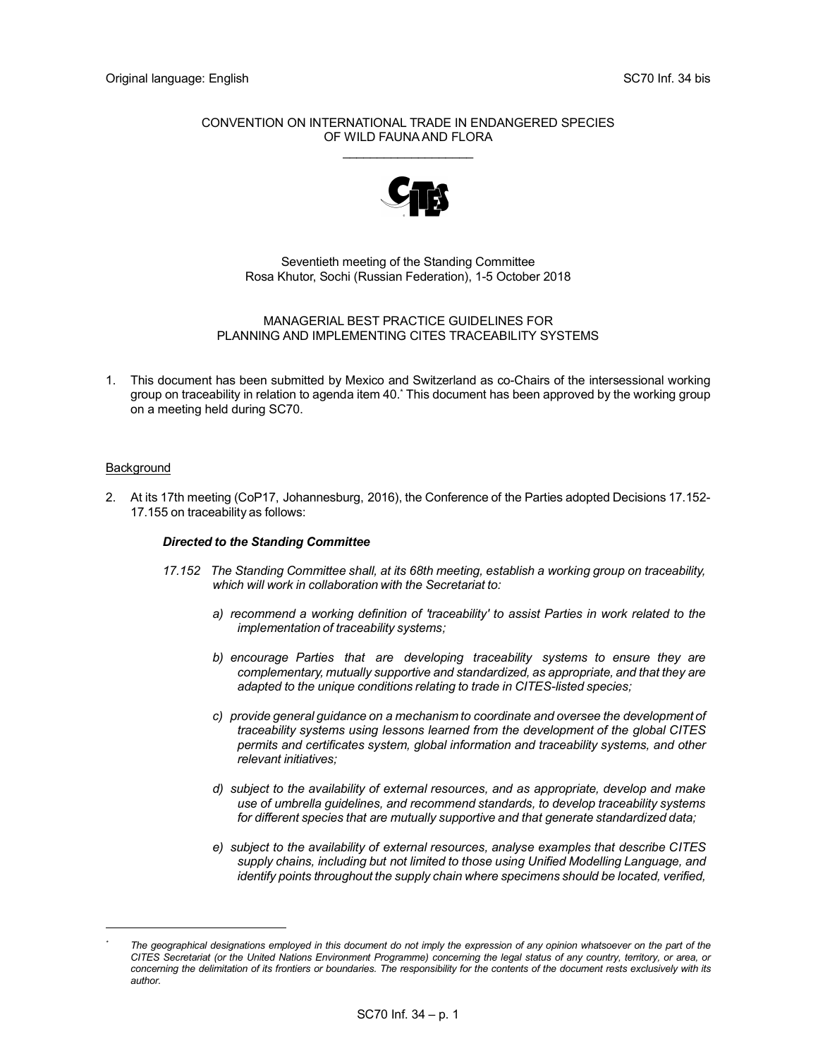Original language: English

SC70 Inf. 34 bis

CONVENTION ON INTERNATIONAL TRADE IN ENDANGERED SPECIES OF WILD FAUNA AND FLORA

\_\_\_\_\_\_\_\_\_\_\_\_\_\_\_\_\_\_\_

Seventieth meeting of the Standing Committee
Rosa Khutor, Sochi (Russian Federation), 1-5 October 2018

# MANAGERIAL BEST PRACTICE GUIDELINES FOR PLANNING AND IMPLEMENTING CITES TRACEABILITY SYSTEMS

1. This document has been submitted by Mexico and Switzerland as co-Chairs of the intersessional working group on traceability in relation to agenda item 40.* This document has been approved by the working group on a meeting held during SC70.

## Background

2. At its 17th meeting (CoP17, Johannesburg, 2016), the Conference of the Parties adopted Decisions 17.152-17.155 on traceability as follows:

   ***Directed to the Standing Committee***

   *17.152 The Standing Committee shall, at its 68th meeting, establish a working group on traceability, which will work in collaboration with the Secretariat to:*

   - *a) recommend a working definition of 'traceability' to assist Parties in work related to the implementation of traceability systems;*
   - *b) encourage Parties that are developing traceability systems to ensure they are complementary, mutually supportive and standardized, as appropriate, and that they are adapted to the unique conditions relating to trade in CITES-listed species;*
   - *c) provide general guidance on a mechanism to coordinate and oversee the development of traceability systems using lessons learned from the development of the global CITES permits and certificates system, global information and traceability systems, and other relevant initiatives;*
   - *d) subject to the availability of external resources, and as appropriate, develop and make use of umbrella guidelines, and recommend standards, to develop traceability systems for different species that are mutually supportive and that generate standardized data;*
   - *e) subject to the availability of external resources, analyse examples that describe CITES supply chains, including but not limited to those using Unified Modelling Language, and identify points throughout the supply chain where specimens should be located, verified,*

---

\* *The geographical designations employed in this document do not imply the expression of any opinion whatsoever on the part of the CITES Secretariat (or the United Nations Environment Programme) concerning the legal status of any country, territory, or area, or concerning the delimitation of its frontiers or boundaries. The responsibility for the contents of the document rests exclusively with its author.*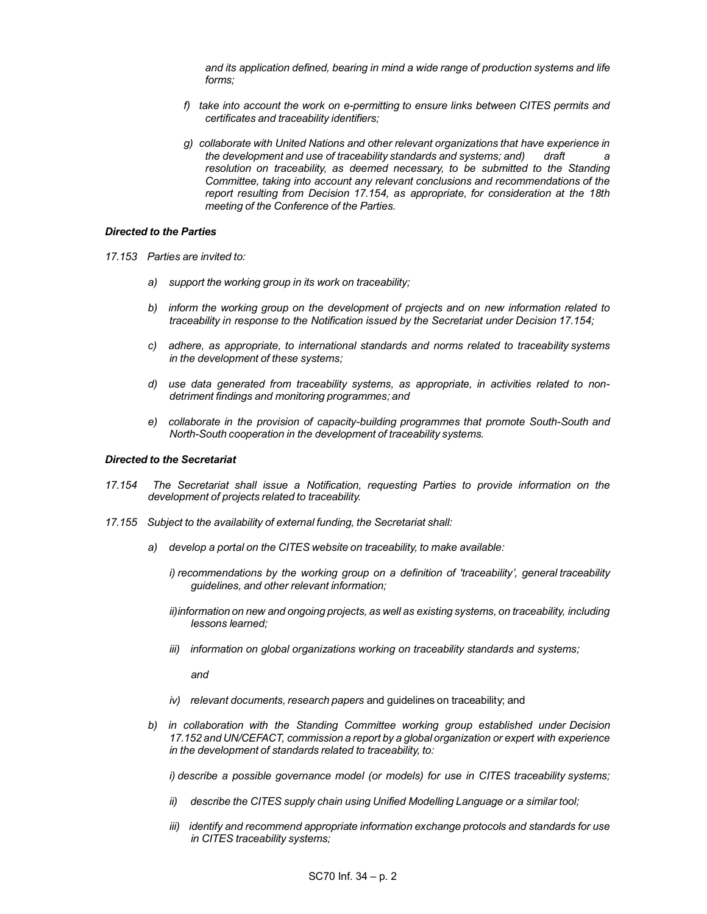*and its application defined, bearing in mind a wide range of production systems and life forms;*

*f) take into account the work on e-permitting to ensure links between CITES permits and certificates and traceability identifiers;*

*g) collaborate with United Nations and other relevant organizations that have experience in the development and use of traceability standards and systems; and) draft a resolution on traceability, as deemed necessary, to be submitted to the Standing Committee, taking into account any relevant conclusions and recommendations of the report resulting from Decision 17.154, as appropriate, for consideration at the 18th meeting of the Conference of the Parties.*

***Directed to the Parties***

*17.153 Parties are invited to:*

*a) support the working group in its work on traceability;*

*b) inform the working group on the development of projects and on new information related to traceability in response to the Notification issued by the Secretariat under Decision 17.154;*

*c) adhere, as appropriate, to international standards and norms related to traceability systems in the development of these systems;*

*d) use data generated from traceability systems, as appropriate, in activities related to non-detriment findings and monitoring programmes; and*

*e) collaborate in the provision of capacity-building programmes that promote South-South and North-South cooperation in the development of traceability systems.*

***Directed to the Secretariat***

*17.154 The Secretariat shall issue a Notification, requesting Parties to provide information on the development of projects related to traceability.*

*17.155 Subject to the availability of external funding, the Secretariat shall:*

*a) develop a portal on the CITES website on traceability, to make available:*

*i) recommendations by the working group on a definition of 'traceability', general traceability guidelines, and other relevant information;*

*ii) information on new and ongoing projects, as well as existing systems, on traceability, including lessons learned;*

*iii) information on global organizations working on traceability standards and systems;*

*and*

*iv) relevant documents, research papers* and guidelines on traceability; and

*b) in collaboration with the Standing Committee working group established under Decision 17.152 and UN/CEFACT, commission a report by a global organization or expert with experience in the development of standards related to traceability, to:*

*i) describe a possible governance model (or models) for use in CITES traceability systems;*

*ii) describe the CITES supply chain using Unified Modelling Language or a similar tool;*

*iii) identify and recommend appropriate information exchange protocols and standards for use in CITES traceability systems;*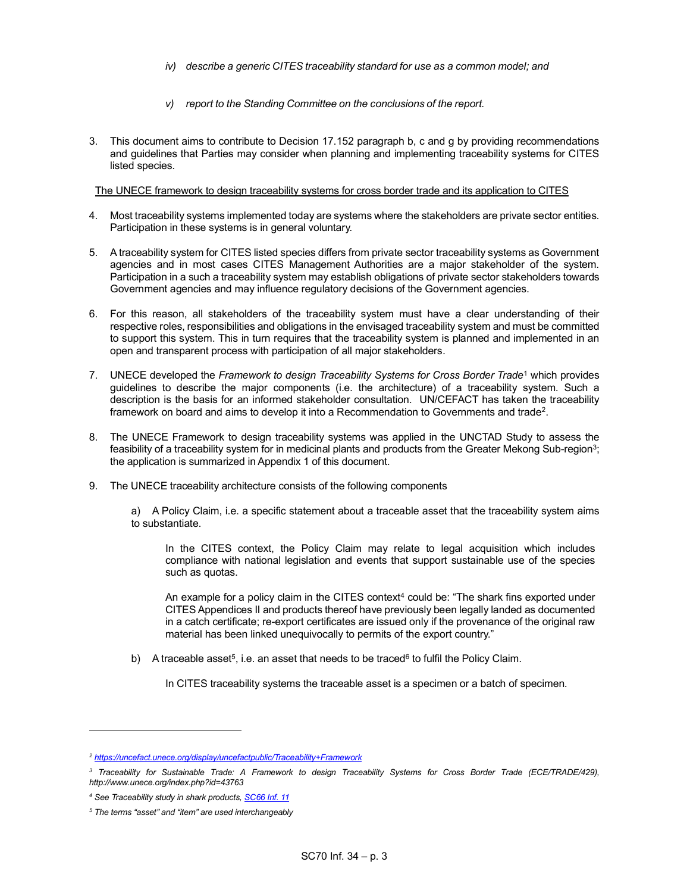*iv) describe a generic CITES traceability standard for use as a common model; and*

*v) report to the Standing Committee on the conclusions of the report.*

3. This document aims to contribute to Decision 17.152 paragraph b, c and g by providing recommendations and guidelines that Parties may consider when planning and implementing traceability systems for CITES listed species.

<u>The UNECE framework to design traceability systems for cross border trade and its application to CITES</u>

4. Most traceability systems implemented today are systems where the stakeholders are private sector entities. Participation in these systems is in general voluntary.

5. A traceability system for CITES listed species differs from private sector traceability systems as Government agencies and in most cases CITES Management Authorities are a major stakeholder of the system. Participation in a such a traceability system may establish obligations of private sector stakeholders towards Government agencies and may influence regulatory decisions of the Government agencies.

6. For this reason, all stakeholders of the traceability system must have a clear understanding of their respective roles, responsibilities and obligations in the envisaged traceability system and must be committed to support this system. This in turn requires that the traceability system is planned and implemented in an open and transparent process with participation of all major stakeholders.

7. UNECE developed the *Framework to design Traceability Systems for Cross Border Trade*[1] which provides guidelines to describe the major components (i.e. the architecture) of a traceability system. Such a description is the basis for an informed stakeholder consultation. UN/CEFACT has taken the traceability framework on board and aims to develop it into a Recommendation to Governments and trade[2].

8. The UNECE Framework to design traceability systems was applied in the UNCTAD Study to assess the feasibility of a traceability system for in medicinal plants and products from the Greater Mekong Sub-region[3]; the application is summarized in Appendix 1 of this document.

9. The UNECE traceability architecture consists of the following components

   a) A Policy Claim, i.e. a specific statement about a traceable asset that the traceability system aims to substantiate.

      In the CITES context, the Policy Claim may relate to legal acquisition which includes compliance with national legislation and events that support sustainable use of the species such as quotas.

      An example for a policy claim in the CITES context[4] could be: "The shark fins exported under CITES Appendices II and products thereof have previously been legally landed as documented in a catch certificate; re-export certificates are issued only if the provenance of the original raw material has been linked unequivocally to permits of the export country."

   b) A traceable asset[5], i.e. an asset that needs to be traced[6] to fulfil the Policy Claim.

      In CITES traceability systems the traceable asset is a specimen or a batch of specimen.

---

*[2] https://uncefact.unece.org/display/uncefactpublic/Traceability+Framework*

*[3] Traceability for Sustainable Trade: A Framework to design Traceability Systems for Cross Border Trade (ECE/TRADE/429), http://www.unece.org/index.php?id=43763*

*[4] See Traceability study in shark products, SC66 Inf. 11*

*[5] The terms "asset" and "item" are used interchangeably*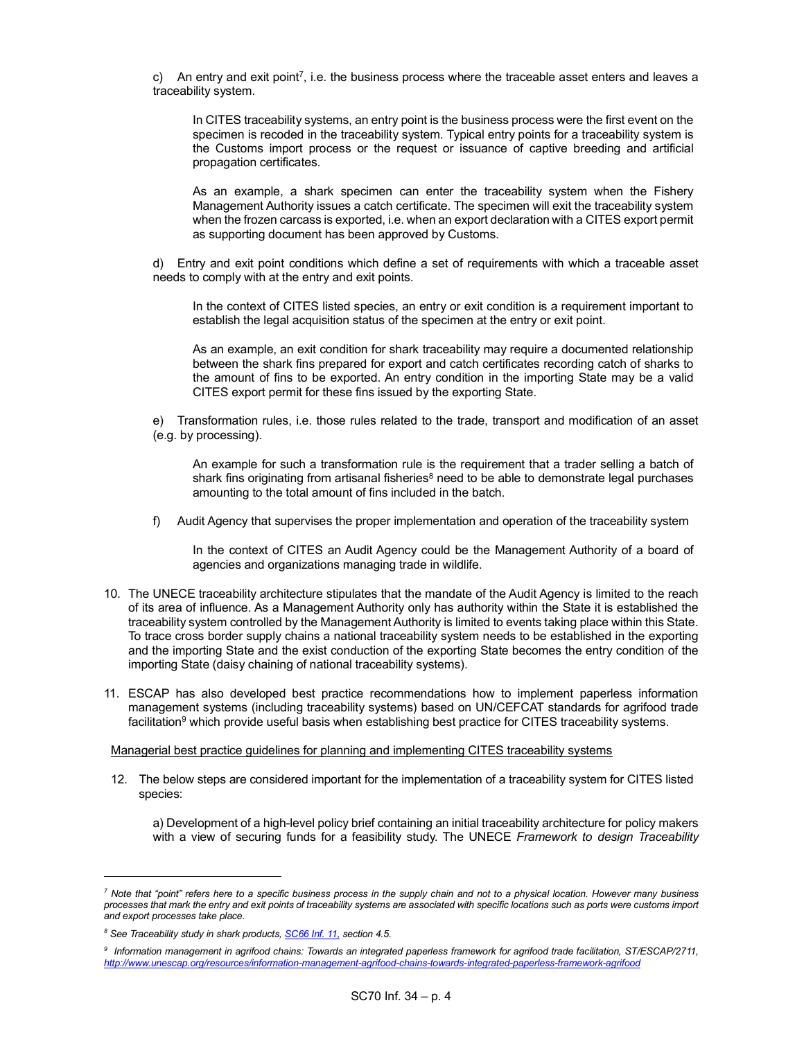c) An entry and exit point[7], i.e. the business process where the traceable asset enters and leaves a traceability system.

> In CITES traceability systems, an entry point is the business process were the first event on the specimen is recoded in the traceability system. Typical entry points for a traceability system is the Customs import process or the request or issuance of captive breeding and artificial propagation certificates.
>
> As an example, a shark specimen can enter the traceability system when the Fishery Management Authority issues a catch certificate. The specimen will exit the traceability system when the frozen carcass is exported, i.e. when an export declaration with a CITES export permit as supporting document has been approved by Customs.

d) Entry and exit point conditions which define a set of requirements with which a traceable asset needs to comply with at the entry and exit points.

> In the context of CITES listed species, an entry or exit condition is a requirement important to establish the legal acquisition status of the specimen at the entry or exit point.
>
> As an example, an exit condition for shark traceability may require a documented relationship between the shark fins prepared for export and catch certificates recording catch of sharks to the amount of fins to be exported. An entry condition in the importing State may be a valid CITES export permit for these fins issued by the exporting State.

e) Transformation rules, i.e. those rules related to the trade, transport and modification of an asset (e.g. by processing).

> An example for such a transformation rule is the requirement that a trader selling a batch of shark fins originating from artisanal fisheries[8] need to be able to demonstrate legal purchases amounting to the total amount of fins included in the batch.

f) Audit Agency that supervises the proper implementation and operation of the traceability system

> In the context of CITES an Audit Agency could be the Management Authority of a board of agencies and organizations managing trade in wildlife.

10. The UNECE traceability architecture stipulates that the mandate of the Audit Agency is limited to the reach of its area of influence. As a Management Authority only has authority within the State it is established the traceability system controlled by the Management Authority is limited to events taking place within this State. To trace cross border supply chains a national traceability system needs to be established in the exporting and the importing State and the exist conduction of the exporting State becomes the entry condition of the importing State (daisy chaining of national traceability systems).

11. ESCAP has also developed best practice recommendations how to implement paperless information management systems (including traceability systems) based on UN/CEFCAT standards for agrifood trade facilitation[9] which provide useful basis when establishing best practice for CITES traceability systems.

Managerial best practice guidelines for planning and implementing CITES traceability systems

12. The below steps are considered important for the implementation of a traceability system for CITES listed species:

    a) Development of a high-level policy brief containing an initial traceability architecture for policy makers with a view of securing funds for a feasibility study. The UNECE *Framework to design Traceability*

---

[7] *Note that "point" refers here to a specific business process in the supply chain and not to a physical location. However many business processes that mark the entry and exit points of traceability systems are associated with specific locations such as ports were customs import and export processes take place.*

[8] *See Traceability study in shark products, SC66 Inf. 11, section 4.5.*

[9] *Information management in agrifood chains: Towards an integrated paperless framework for agrifood trade facilitation, ST/ESCAP/2711, http://www.unescap.org/resources/information-management-agrifood-chains-towards-integrated-paperless-framework-agrifood*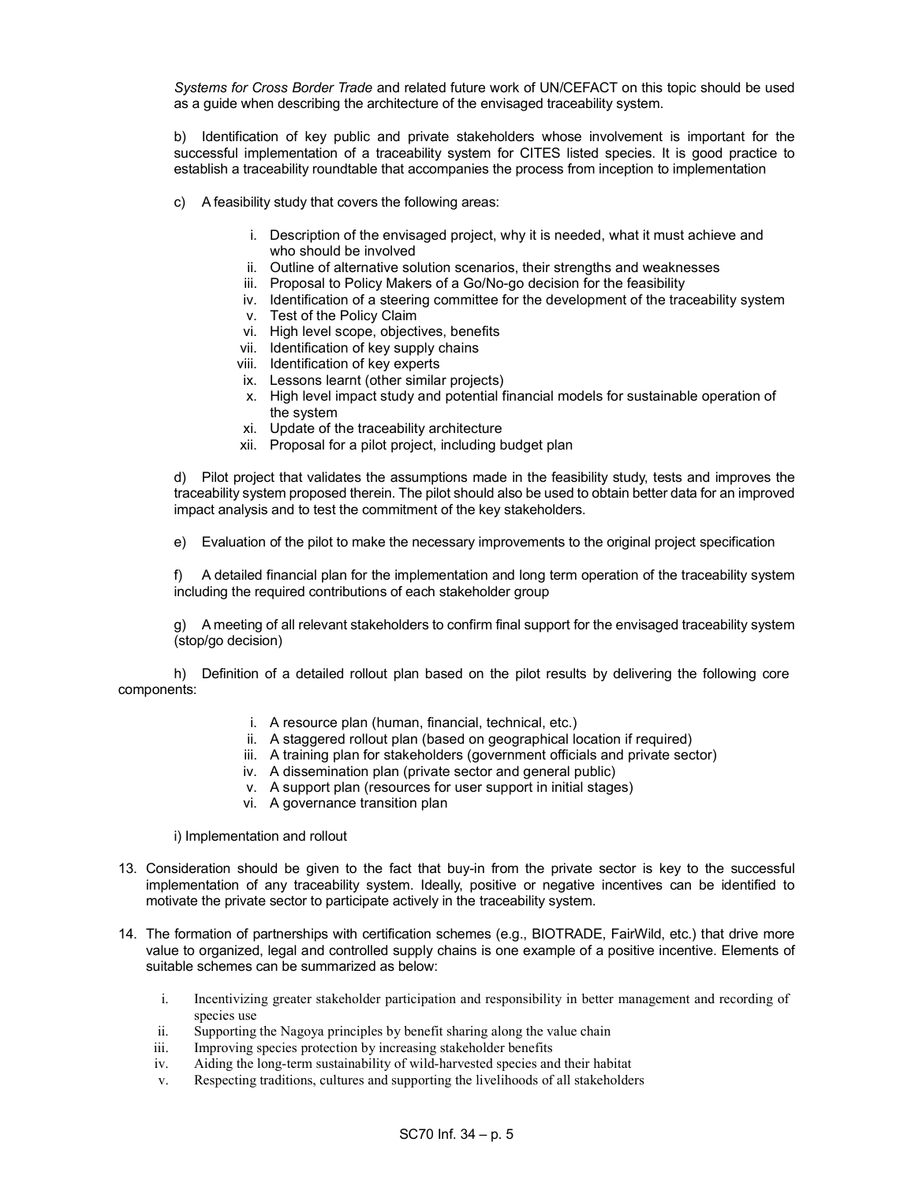*Systems for Cross Border Trade* and related future work of UN/CEFACT on this topic should be used as a guide when describing the architecture of the envisaged traceability system.

b) Identification of key public and private stakeholders whose involvement is important for the successful implementation of a traceability system for CITES listed species. It is good practice to establish a traceability roundtable that accompanies the process from inception to implementation

c) A feasibility study that covers the following areas:

- i. Description of the envisaged project, why it is needed, what it must achieve and who should be involved
- ii. Outline of alternative solution scenarios, their strengths and weaknesses
- iii. Proposal to Policy Makers of a Go/No-go decision for the feasibility
- iv. Identification of a steering committee for the development of the traceability system
- v. Test of the Policy Claim
- vi. High level scope, objectives, benefits
- vii. Identification of key supply chains
- viii. Identification of key experts
- ix. Lessons learnt (other similar projects)
- x. High level impact study and potential financial models for sustainable operation of the system
- xi. Update of the traceability architecture
- xii. Proposal for a pilot project, including budget plan

d) Pilot project that validates the assumptions made in the feasibility study, tests and improves the traceability system proposed therein. The pilot should also be used to obtain better data for an improved impact analysis and to test the commitment of the key stakeholders.

e) Evaluation of the pilot to make the necessary improvements to the original project specification

f) A detailed financial plan for the implementation and long term operation of the traceability system including the required contributions of each stakeholder group

g) A meeting of all relevant stakeholders to confirm final support for the envisaged traceability system (stop/go decision)

h) Definition of a detailed rollout plan based on the pilot results by delivering the following core components:

- i. A resource plan (human, financial, technical, etc.)
- ii. A staggered rollout plan (based on geographical location if required)
- iii. A training plan for stakeholders (government officials and private sector)
- iv. A dissemination plan (private sector and general public)
- v. A support plan (resources for user support in initial stages)
- vi. A governance transition plan

i) Implementation and rollout

13. Consideration should be given to the fact that buy-in from the private sector is key to the successful implementation of any traceability system. Ideally, positive or negative incentives can be identified to motivate the private sector to participate actively in the traceability system.

14. The formation of partnerships with certification schemes (e.g., BIOTRADE, FairWild, etc.) that drive more value to organized, legal and controlled supply chains is one example of a positive incentive. Elements of suitable schemes can be summarized as below:

- i. Incentivizing greater stakeholder participation and responsibility in better management and recording of species use
- ii. Supporting the Nagoya principles by benefit sharing along the value chain
- iii. Improving species protection by increasing stakeholder benefits
- iv. Aiding the long-term sustainability of wild-harvested species and their habitat
- v. Respecting traditions, cultures and supporting the livelihoods of all stakeholders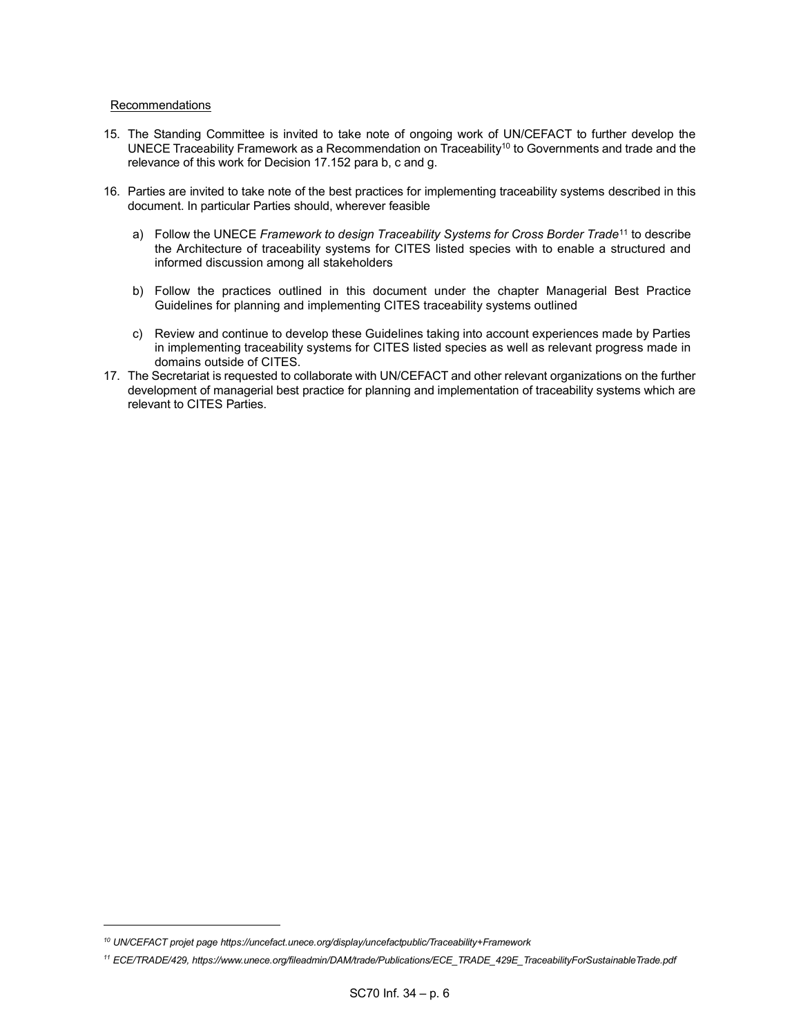Recommendations

15. The Standing Committee is invited to take note of ongoing work of UN/CEFACT to further develop the UNECE Traceability Framework as a Recommendation on Traceability[10] to Governments and trade and the relevance of this work for Decision 17.152 para b, c and g.

16. Parties are invited to take note of the best practices for implementing traceability systems described in this document. In particular Parties should, wherever feasible

   a) Follow the UNECE *Framework to design Traceability Systems for Cross Border Trade*[11] to describe the Architecture of traceability systems for CITES listed species with to enable a structured and informed discussion among all stakeholders

   b) Follow the practices outlined in this document under the chapter Managerial Best Practice Guidelines for planning and implementing CITES traceability systems outlined

   c) Review and continue to develop these Guidelines taking into account experiences made by Parties in implementing traceability systems for CITES listed species as well as relevant progress made in domains outside of CITES.

17. The Secretariat is requested to collaborate with UN/CEFACT and other relevant organizations on the further development of managerial best practice for planning and implementation of traceability systems which are relevant to CITES Parties.

---

*[10] UN/CEFACT projet page https://uncefact.unece.org/display/uncefactpublic/Traceability+Framework*

*[11] ECE/TRADE/429, https://www.unece.org/fileadmin/DAM/trade/Publications/ECE_TRADE_429E_TraceabilityForSustainableTrade.pdf*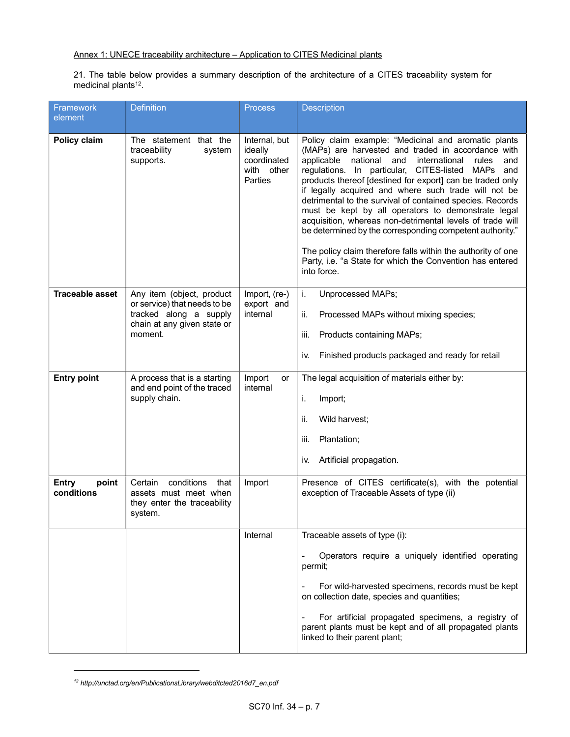Annex 1: UNECE traceability architecture – Application to CITES Medicinal plants

21. The table below provides a summary description of the architecture of a CITES traceability system for medicinal plants[12].

| Framework element | Definition | Process | Description |
|---|---|---|---|
| **Policy claim** | The statement that the traceability system supports. | Internal, but ideally coordinated with other Parties | Policy claim example: "Medicinal and aromatic plants (MAPs) are harvested and traded in accordance with applicable national and international rules and regulations. In particular, CITES-listed MAPs and products thereof [destined for export] can be traded only if legally acquired and where such trade will not be detrimental to the survival of contained species. Records must be kept by all operators to demonstrate legal acquisition, whereas non-detrimental levels of trade will be determined by the corresponding competent authority."<br><br>The policy claim therefore falls within the authority of one Party, i.e. "a State for which the Convention has entered into force. |
| **Traceable asset** | Any item (object, product or service) that needs to be tracked along a supply chain at any given state or moment. | Import, (re-) export and internal | i. Unprocessed MAPs;<br>ii. Processed MAPs without mixing species;<br>iii. Products containing MAPs;<br>iv. Finished products packaged and ready for retail |
| **Entry point** | A process that is a starting and end point of the traced supply chain. | Import or internal | The legal acquisition of materials either by:<br>i. Import;<br>ii. Wild harvest;<br>iii. Plantation;<br>iv. Artificial propagation. |
| **Entry point conditions** | Certain conditions that assets must meet when they enter the traceability system. | Import | Presence of CITES certificate(s), with the potential exception of Traceable Assets of type (ii) |
| | | Internal | Traceable assets of type (i):<br>- Operators require a uniquely identified operating permit;<br>- For wild-harvested specimens, records must be kept on collection date, species and quantities;<br>- For artificial propagated specimens, a registry of parent plants must be kept and of all propagated plants linked to their parent plant; |

[12] http://unctad.org/en/PublicationsLibrary/webditcted2016d7_en.pdf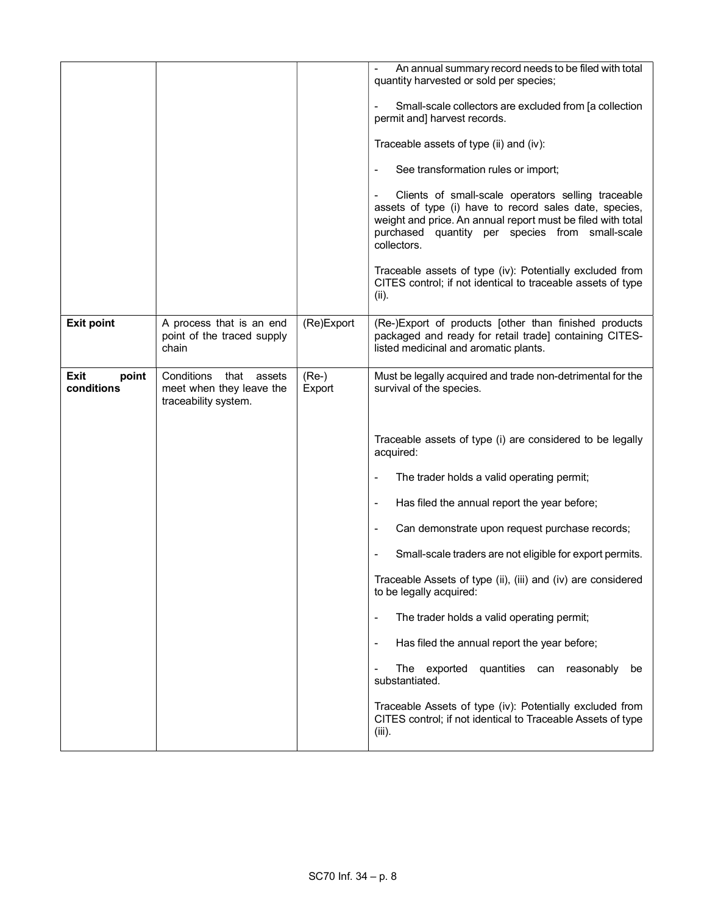| | | | |
|---|---|---|---|
| | | | - An annual summary record needs to be filed with total quantity harvested or sold per species;<br><br>- Small-scale collectors are excluded from [a collection permit and] harvest records.<br><br>Traceable assets of type (ii) and (iv):<br><br>- See transformation rules or import;<br><br>- Clients of small-scale operators selling traceable assets of type (i) have to record sales date, species, weight and price. An annual report must be filed with total purchased quantity per species from small-scale collectors.<br><br>Traceable assets of type (iv): Potentially excluded from CITES control; if not identical to traceable assets of type (ii). |
| **Exit point** | A process that is an end point of the traced supply chain | (Re)Export | (Re-)Export of products [other than finished products packaged and ready for retail trade] containing CITES-listed medicinal and aromatic plants. |
| **Exit point conditions** | Conditions that assets meet when they leave the traceability system. | (Re-) Export | Must be legally acquired and trade non-detrimental for the survival of the species.<br><br>Traceable assets of type (i) are considered to be legally acquired:<br><br>- The trader holds a valid operating permit;<br><br>- Has filed the annual report the year before;<br><br>- Can demonstrate upon request purchase records;<br><br>- Small-scale traders are not eligible for export permits.<br><br>Traceable Assets of type (ii), (iii) and (iv) are considered to be legally acquired:<br><br>- The trader holds a valid operating permit;<br><br>- Has filed the annual report the year before;<br><br>- The exported quantities can reasonably be substantiated.<br><br>Traceable Assets of type (iv): Potentially excluded from CITES control; if not identical to Traceable Assets of type (iii). |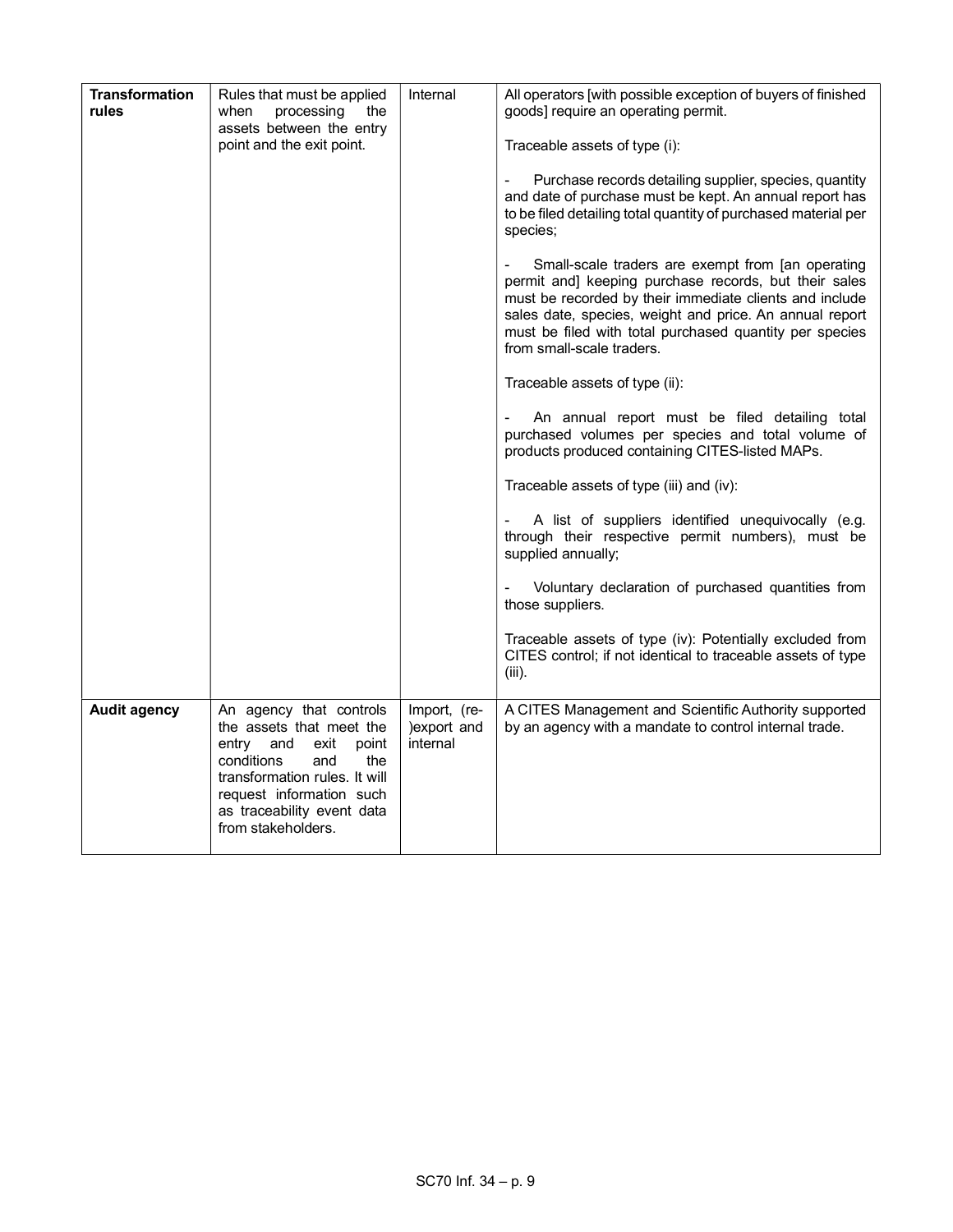| | | | |
|---|---|---|---|
| **Transformation rules** | Rules that must be applied when processing the assets between the entry point and the exit point. | Internal | All operators [with possible exception of buyers of finished goods] require an operating permit.<br><br>Traceable assets of type (i):<br><br>- Purchase records detailing supplier, species, quantity and date of purchase must be kept. An annual report has to be filed detailing total quantity of purchased material per species;<br><br>- Small-scale traders are exempt from [an operating permit and] keeping purchase records, but their sales must be recorded by their immediate clients and include sales date, species, weight and price. An annual report must be filed with total purchased quantity per species from small-scale traders.<br><br>Traceable assets of type (ii):<br><br>- An annual report must be filed detailing total purchased volumes per species and total volume of products produced containing CITES-listed MAPs.<br><br>Traceable assets of type (iii) and (iv):<br><br>- A list of suppliers identified unequivocally (e.g. through their respective permit numbers), must be supplied annually;<br><br>- Voluntary declaration of purchased quantities from those suppliers.<br><br>Traceable assets of type (iv): Potentially excluded from CITES control; if not identical to traceable assets of type (iii). |
| **Audit agency** | An agency that controls the assets that meet the entry and exit point conditions and the transformation rules. It will request information such as traceability event data from stakeholders. | Import, (re-)export and internal | A CITES Management and Scientific Authority supported by an agency with a mandate to control internal trade. |